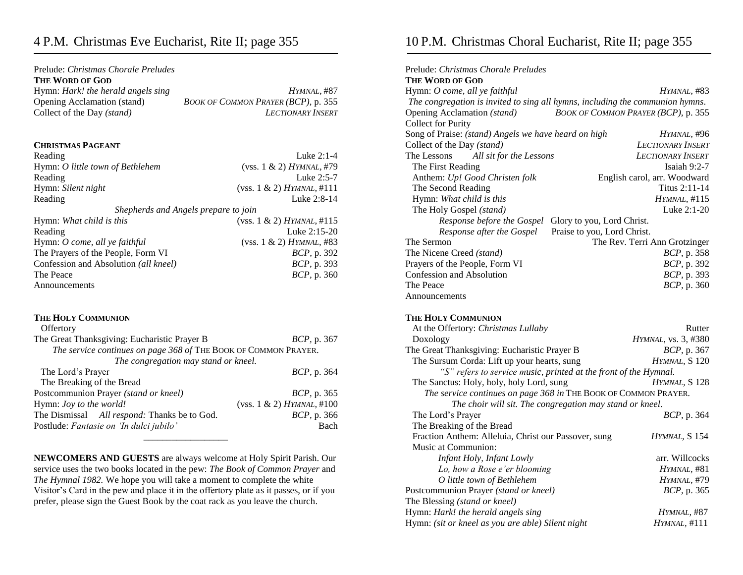# 4 P.M. Christmas Eve Eucharist, Rite II; page 355

Prelude: *Christmas Chorale Preludes*

**THE WORD OF GOD**

| | |
|---|---|
| Hymn: *Hark! the herald angels sing* | *HYMNAL*, #87 |
| Opening Acclamation (stand) | *BOOK OF COMMON PRAYER (BCP)*, p. 355 |
| Collect of the Day *(stand)* | *LECTIONARY INSERT* |

**CHRISTMAS PAGEANT**

| | |
|---|---|
| Reading | Luke 2:1-4 |
| Hymn: *O little town of Bethlehem* | (vss. 1 & 2) *HYMNAL*, #79 |
| Reading | Luke 2:5-7 |
| Hymn: *Silent night* | (vss. 1 & 2) *HYMNAL*, #111 |
| Reading | Luke 2:8-14 |

*Shepherds and Angels prepare to join*

| | |
|---|---|
| Hymn: *What child is this* | (vss. 1 & 2) *HYMNAL*, #115 |
| Reading | Luke 2:15-20 |
| Hymn: *O come, all ye faithful* | (vss. 1 & 2) *HYMNAL*, #83 |
| The Prayers of the People, Form VI | *BCP*, p. 392 |
| Confession and Absolution *(all kneel)* | *BCP*, p. 393 |
| The Peace | *BCP*, p. 360 |
| Announcements | |

**THE HOLY COMMUNION**

| | |
|---|---|
| Offertory | |
| The Great Thanksgiving: Eucharistic Prayer B | *BCP*, p. 367 |

*The service continues on page 368 of* THE BOOK OF COMMON PRAYER.
*The congregation may stand or kneel.*

| | |
|---|---|
| The Lord's Prayer | *BCP*, p. 364 |
| The Breaking of the Bread | |
| Postcommunion Prayer *(stand or kneel)* | *BCP*, p. 365 |
| Hymn: *Joy to the world!* | (vss. 1 & 2) *HYMNAL*, #100 |
| The Dismissal *All respond:* Thanks be to God. | *BCP*, p. 366 |
| Postlude: *Fantasie on 'In dulci jubilo'* | Bach |

---

**NEWCOMERS AND GUESTS** are always welcome at Holy Spirit Parish. Our service uses the two books located in the pew: *The Book of Common Prayer* and *The Hymnal 1982.* We hope you will take a moment to complete the white Visitor's Card in the pew and place it in the offertory plate as it passes, or if you prefer, please sign the Guest Book by the coat rack as you leave the church.

# 10 P.M. Christmas Choral Eucharist, Rite II; page 355

Prelude: *Christmas Chorale Preludes*

**THE WORD OF GOD**

| | |
|---|---|
| Hymn: *O come, all ye faithful* | *HYMNAL*, #83 |

*The congregation is invited to sing all hymns, including the communion hymns.*

| | |
|---|---|
| Opening Acclamation *(stand)* | *BOOK OF COMMON PRAYER (BCP)*, p. 355 |
| Collect for Purity | |
| Song of Praise: *(stand) Angels we have heard on high* | *HYMNAL*, #96 |
| Collect of the Day *(stand)* | *LECTIONARY INSERT* |
| The Lessons *All sit for the Lessons* | *LECTIONARY INSERT* |
| The First Reading | Isaiah 9:2-7 |
| Anthem: *Up! Good Christen folk* | English carol, arr. Woodward |
| The Second Reading | Titus 2:11-14 |
| Hymn: *What child is this* | *HYMNAL*, #115 |
| The Holy Gospel *(stand)* | Luke 2:1-20 |
| *Response before the Gospel* | Glory to you, Lord Christ. |
| *Response after the Gospel* | Praise to you, Lord Christ. |
| The Sermon | The Rev. Terri Ann Grotzinger |
| The Nicene Creed *(stand)* | *BCP*, p. 358 |
| Prayers of the People, Form VI | *BCP*, p. 392 |
| Confession and Absolution | *BCP*, p. 393 |
| The Peace | *BCP*, p. 360 |
| Announcements | |

**THE HOLY COMMUNION**

| | |
|---|---|
| At the Offertory: *Christmas Lullaby* | Rutter |
| Doxology | *HYMNAL*, vs. 3, #380 |
| The Great Thanksgiving: Eucharistic Prayer B | *BCP*, p. 367 |
| The Sursum Corda: Lift up your hearts, sung | *HYMNAL*, S 120 |

*"S" refers to service music, printed at the front of the Hymnal.*

| | |
|---|---|
| The Sanctus: Holy, holy, holy Lord, sung | *HYMNAL*, S 128 |

*The service continues on page 368 in* THE BOOK OF COMMON PRAYER.
*The choir will sit. The congregation may stand or kneel.*

| | |
|---|---|
| The Lord's Prayer | *BCP*, p. 364 |
| The Breaking of the Bread | |
| Fraction Anthem: Alleluia, Christ our Passover, sung | *HYMNAL*, S 154 |
| Music at Communion: | |
| *Infant Holy, Infant Lowly* | arr. Willcocks |
| *Lo, how a Rose e'er blooming* | *HYMNAL*, #81 |
| *O little town of Bethlehem* | *HYMNAL*, #79 |
| Postcommunion Prayer *(stand or kneel)* | *BCP*, p. 365 |
| The Blessing *(stand or kneel)* | |
| Hymn: *Hark! the herald angels sing* | *HYMNAL*, #87 |
| Hymn: *(sit or kneel as you are able) Silent night* | *HYMNAL*, #111 |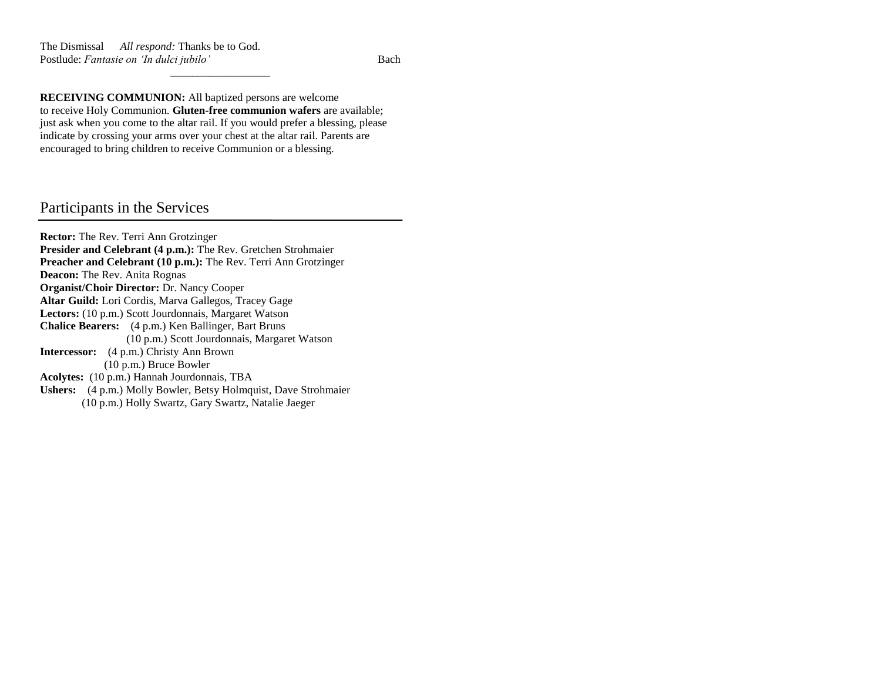The Dismissal *All respond:* Thanks be to God.
Postlude: *Fantasie on 'In dulci jubilo'* Bach

---

**RECEIVING COMMUNION:** All baptized persons are welcome to receive Holy Communion. **Gluten-free communion wafers** are available; just ask when you come to the altar rail. If you would prefer a blessing, please indicate by crossing your arms over your chest at the altar rail. Parents are encouraged to bring children to receive Communion or a blessing.

## Participants in the Services

**Rector:** The Rev. Terri Ann Grotzinger
**Presider and Celebrant (4 p.m.):** The Rev. Gretchen Strohmaier
**Preacher and Celebrant (10 p.m.):** The Rev. Terri Ann Grotzinger
**Deacon:** The Rev. Anita Rognas
**Organist/Choir Director:** Dr. Nancy Cooper
**Altar Guild:** Lori Cordis, Marva Gallegos, Tracey Gage
**Lectors:** (10 p.m.) Scott Jourdonnais, Margaret Watson
**Chalice Bearers:** (4 p.m.) Ken Ballinger, Bart Bruns
(10 p.m.) Scott Jourdonnais, Margaret Watson
**Intercessor:** (4 p.m.) Christy Ann Brown
(10 p.m.) Bruce Bowler
**Acolytes:** (10 p.m.) Hannah Jourdonnais, TBA
**Ushers:** (4 p.m.) Molly Bowler, Betsy Holmquist, Dave Strohmaier
(10 p.m.) Holly Swartz, Gary Swartz, Natalie Jaeger